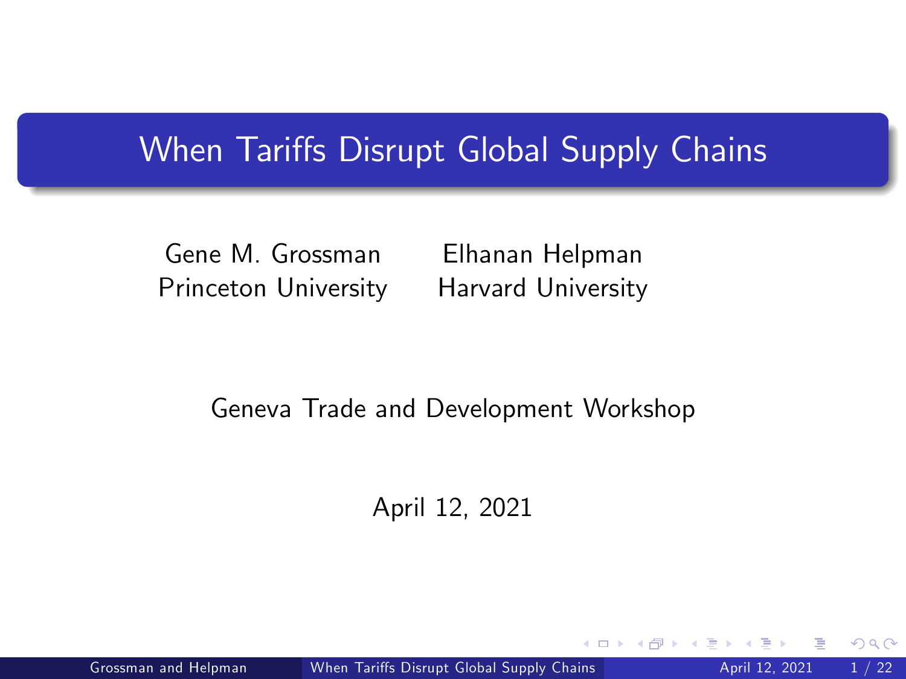# When Tariffs Disrupt Global Supply Chains

Gene M. Grossman
Princeton University

Elhanan Helpman
Harvard University

Geneva Trade and Development Workshop

April 12, 2021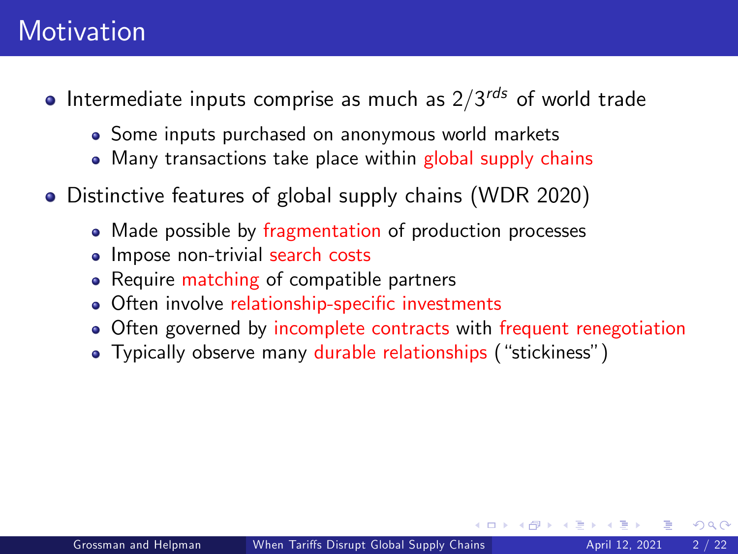# Motivation

- Intermediate inputs comprise as much as $2/3^{rds}$ of world trade
  - Some inputs purchased on anonymous world markets
  - Many transactions take place within global supply chains
- Distinctive features of global supply chains (WDR 2020)
  - Made possible by fragmentation of production processes
  - Impose non-trivial search costs
  - Require matching of compatible partners
  - Often involve relationship-specific investments
  - Often governed by incomplete contracts with frequent renegotiation
  - Typically observe many durable relationships ("stickiness")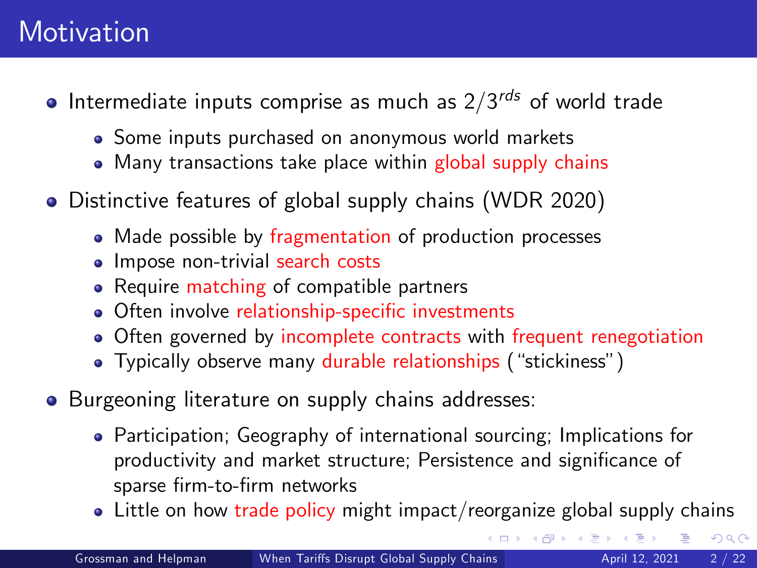# Motivation

- Intermediate inputs comprise as much as $2/3^{rds}$ of world trade
  - Some inputs purchased on anonymous world markets
  - Many transactions take place within global supply chains
- Distinctive features of global supply chains (WDR 2020)
  - Made possible by fragmentation of production processes
  - Impose non-trivial search costs
  - Require matching of compatible partners
  - Often involve relationship-specific investments
  - Often governed by incomplete contracts with frequent renegotiation
  - Typically observe many durable relationships ("stickiness")
- Burgeoning literature on supply chains addresses:
  - Participation; Geography of international sourcing; Implications for productivity and market structure; Persistence and significance of sparse firm-to-firm networks
  - Little on how trade policy might impact/reorganize global supply chains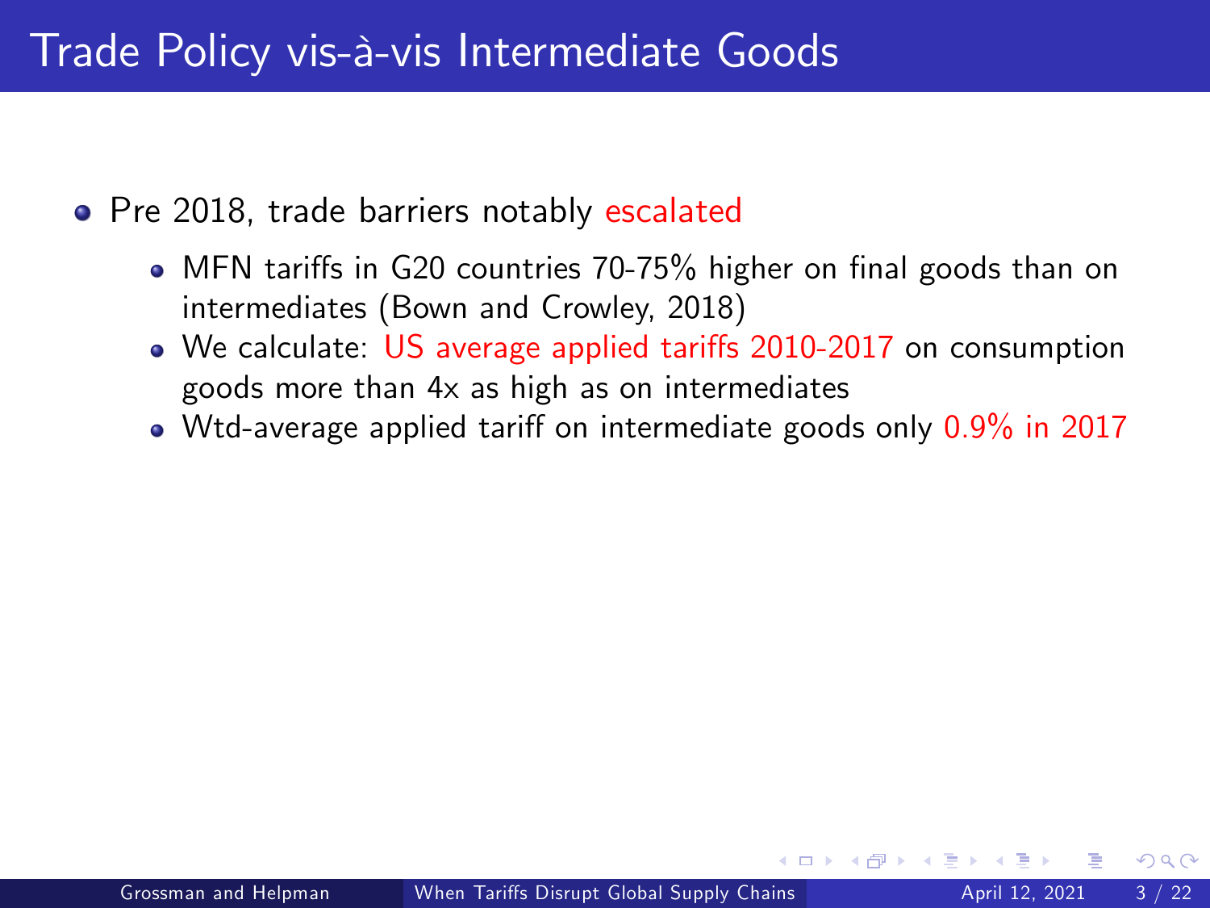# Trade Policy vis-à-vis Intermediate Goods

- Pre 2018, trade barriers notably escalated
  - MFN tariffs in G20 countries 70-75% higher on final goods than on intermediates (Bown and Crowley, 2018)
  - We calculate: US average applied tariffs 2010-2017 on consumption goods more than 4x as high as on intermediates
  - Wtd-average applied tariff on intermediate goods only 0.9% in 2017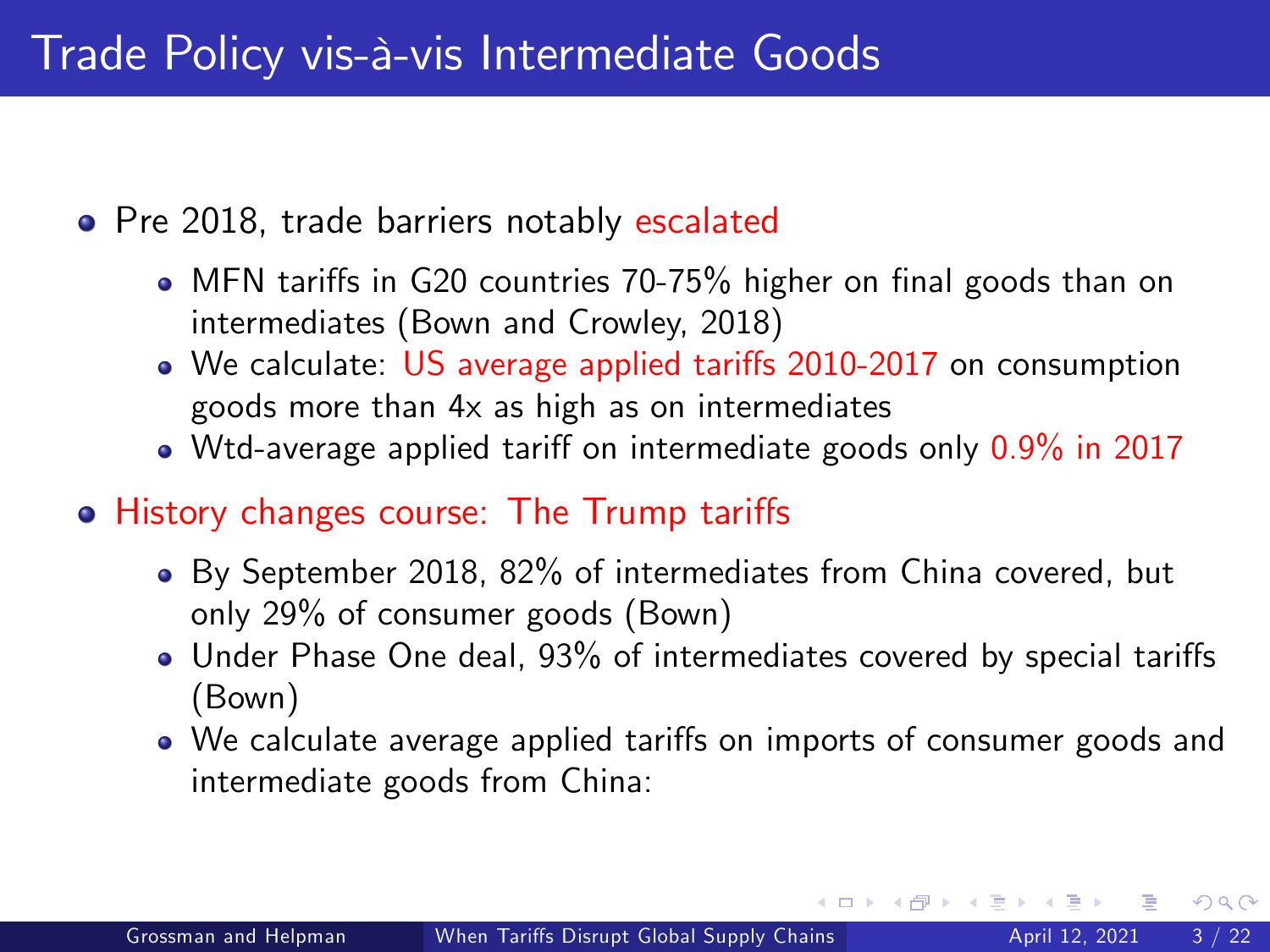# Trade Policy vis-à-vis Intermediate Goods

- Pre 2018, trade barriers notably escalated
  - MFN tariffs in G20 countries 70-75% higher on final goods than on intermediates (Bown and Crowley, 2018)
  - We calculate: US average applied tariffs 2010-2017 on consumption goods more than 4x as high as on intermediates
  - Wtd-average applied tariff on intermediate goods only 0.9% in 2017
- History changes course: The Trump tariffs
  - By September 2018, 82% of intermediates from China covered, but only 29% of consumer goods (Bown)
  - Under Phase One deal, 93% of intermediates covered by special tariffs (Bown)
  - We calculate average applied tariffs on imports of consumer goods and intermediate goods from China: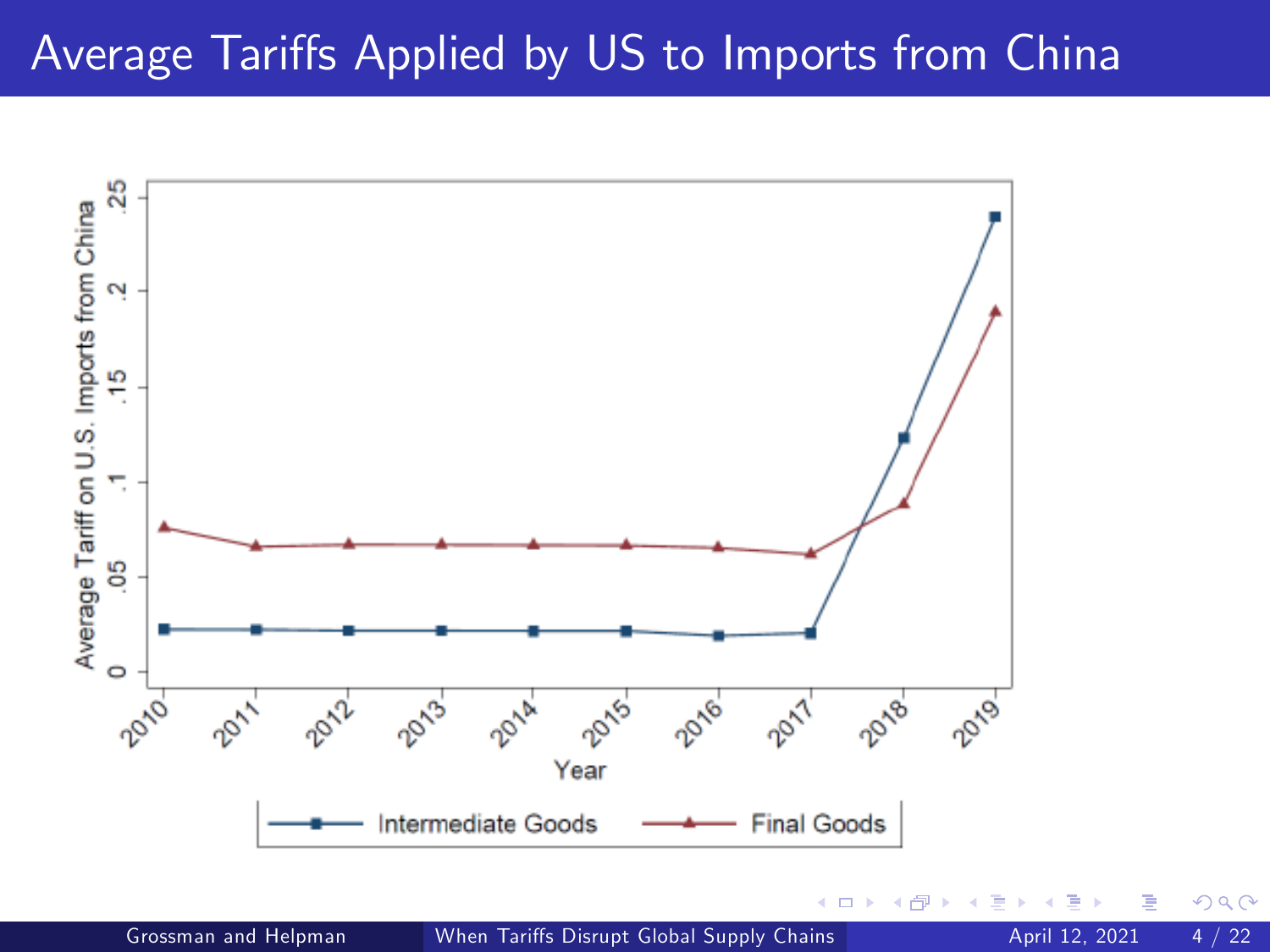# Average Tariffs Applied by US to Imports from China

Average Tariff on U.S. Imports from China

0, .05, .1, .15, .2, .25

2010, 2011, 2012, 2013, 2014, 2015, 2016, 2017, 2018, 2019

Year

Intermediate Goods    Final Goods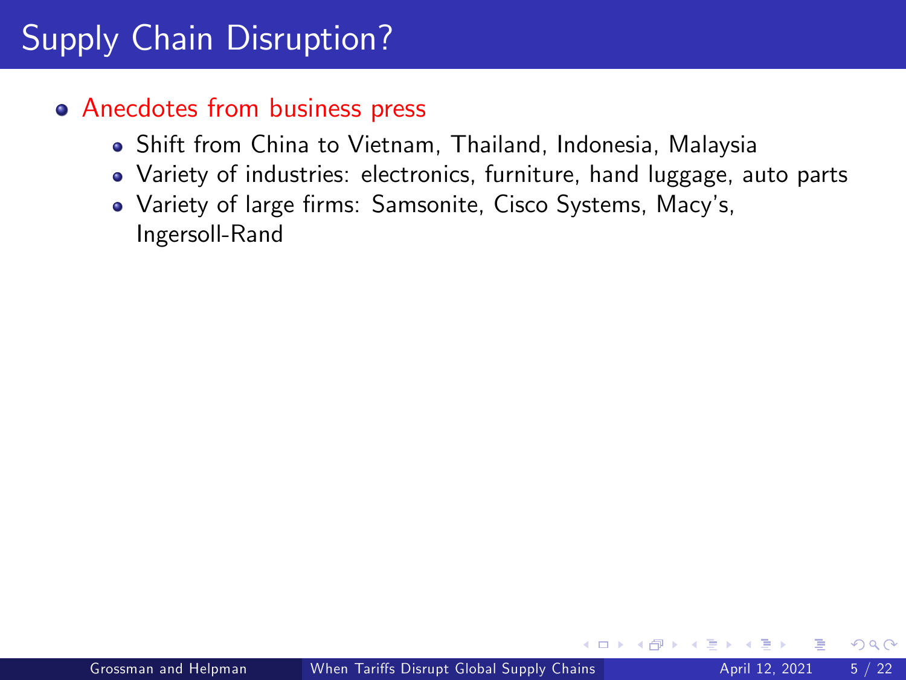# Supply Chain Disruption?

- Anecdotes from business press
  - Shift from China to Vietnam, Thailand, Indonesia, Malaysia
  - Variety of industries: electronics, furniture, hand luggage, auto parts
  - Variety of large firms: Samsonite, Cisco Systems, Macy's, Ingersoll-Rand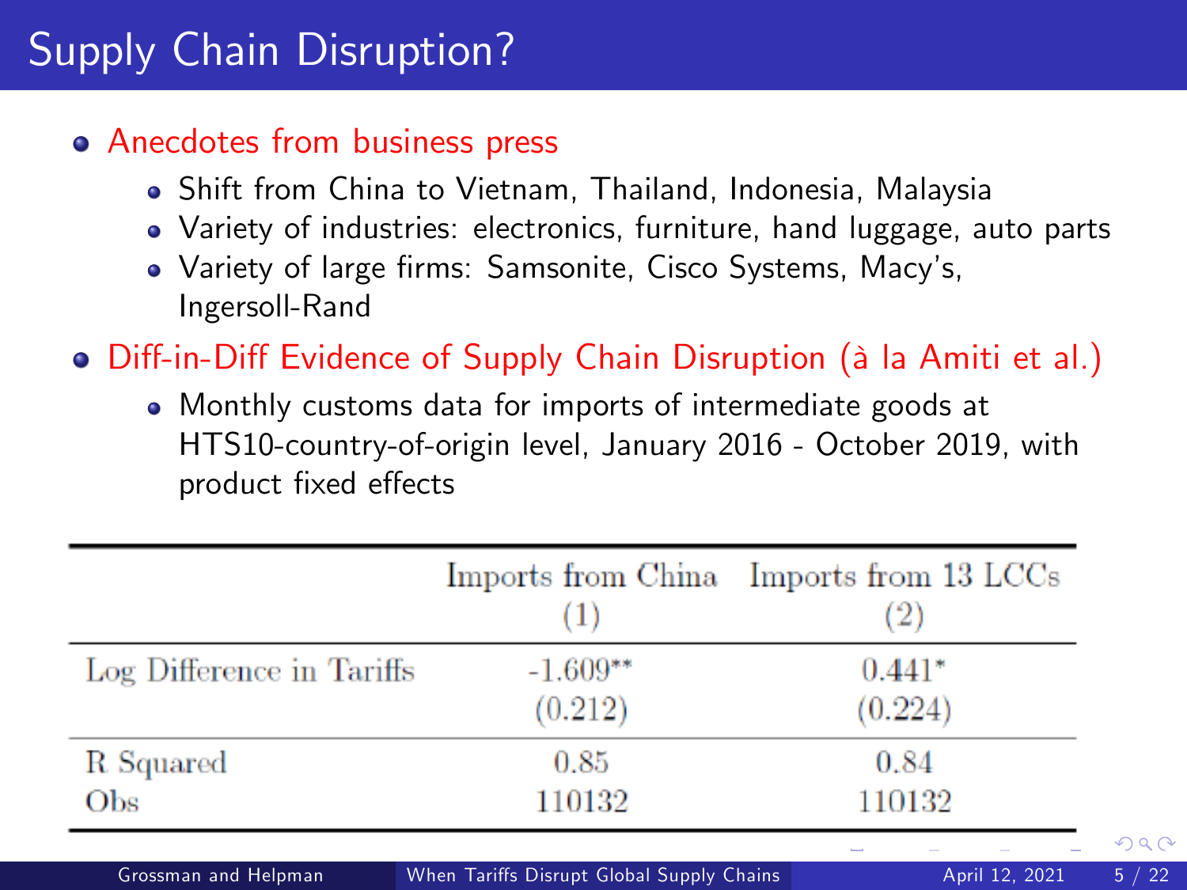# Supply Chain Disruption?

- Anecdotes from business press
  - Shift from China to Vietnam, Thailand, Indonesia, Malaysia
  - Variety of industries: electronics, furniture, hand luggage, auto parts
  - Variety of large firms: Samsonite, Cisco Systems, Macy's, Ingersoll-Rand
- Diff-in-Diff Evidence of Supply Chain Disruption (à la Amiti et al.)
  - Monthly customs data for imports of intermediate goods at HTS10-country-of-origin level, January 2016 - October 2019, with product fixed effects

| | Imports from China | Imports from 13 LCCs |
|---|---|---|
| | (1) | (2) |
| Log Difference in Tariffs | -1.609** | 0.441* |
| | (0.212) | (0.224) |
| R Squared | 0.85 | 0.84 |
| Obs | 110132 | 110132 |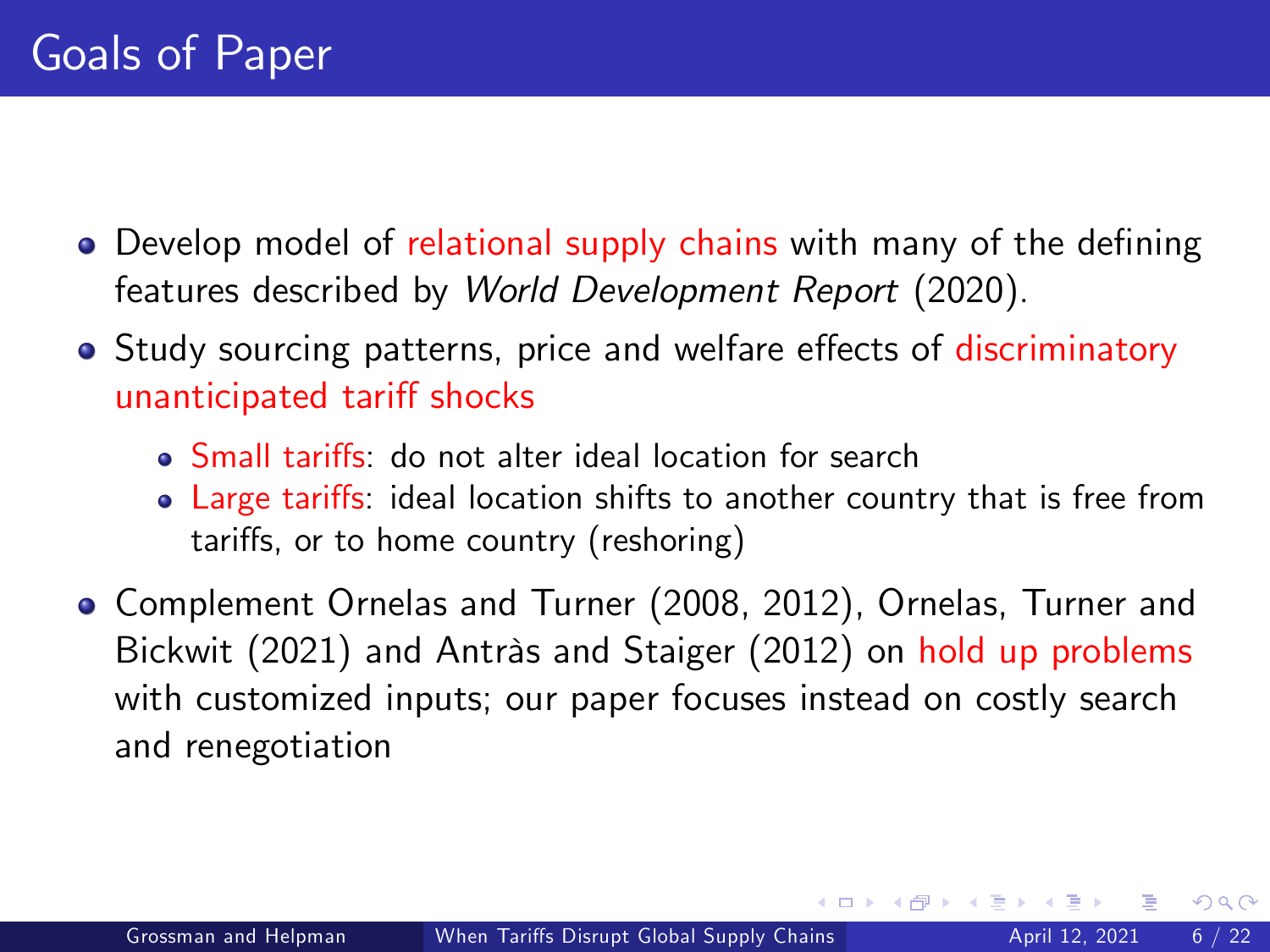# Goals of Paper

- Develop model of relational supply chains with many of the defining features described by *World Development Report* (2020).
- Study sourcing patterns, price and welfare effects of discriminatory unanticipated tariff shocks
  - Small tariffs: do not alter ideal location for search
  - Large tariffs: ideal location shifts to another country that is free from tariffs, or to home country (reshoring)
- Complement Ornelas and Turner (2008, 2012), Ornelas, Turner and Bickwit (2021) and Antràs and Staiger (2012) on hold up problems with customized inputs; our paper focuses instead on costly search and renegotiation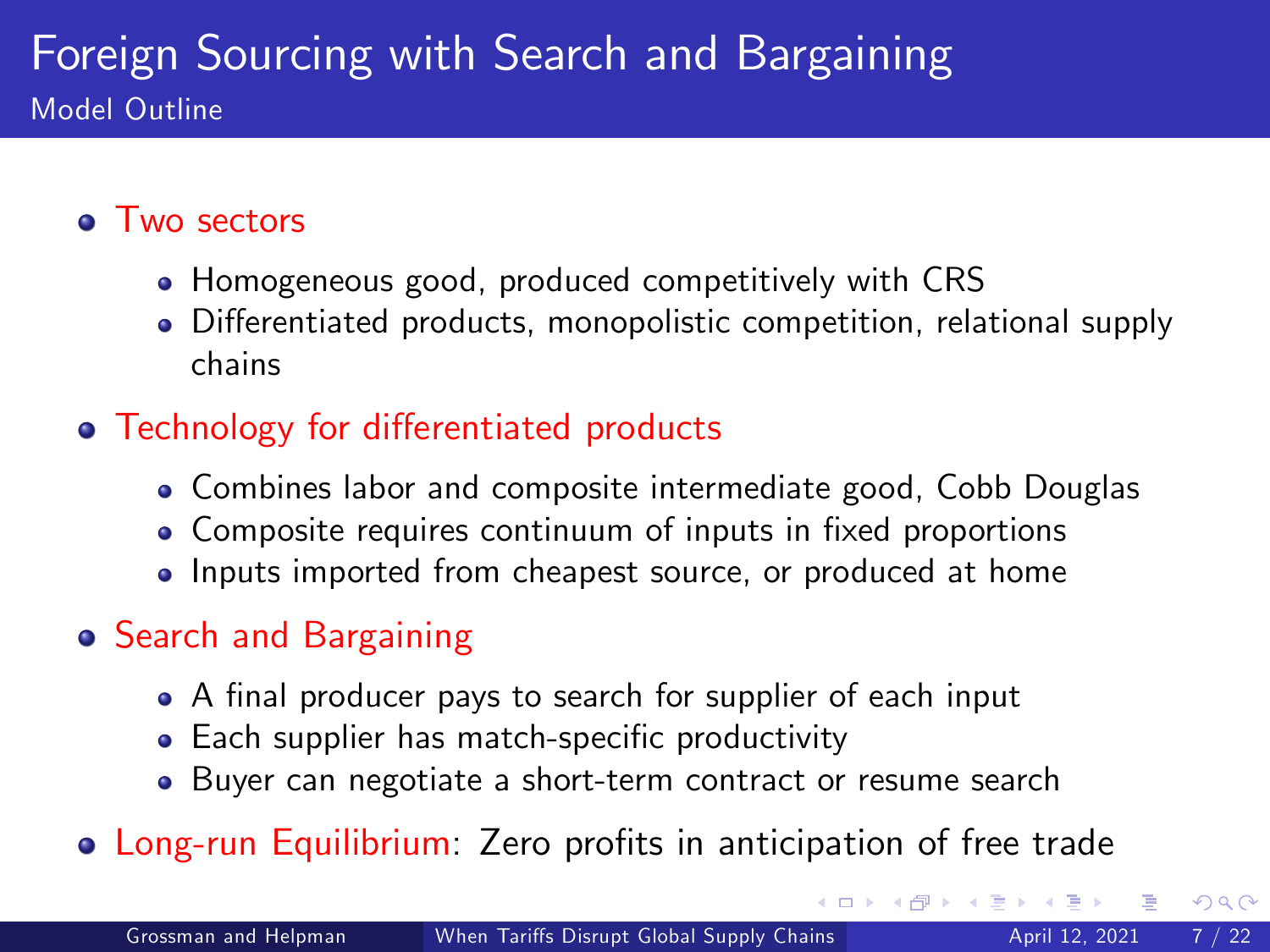# Foreign Sourcing with Search and Bargaining

## Model Outline

- Two sectors
  - Homogeneous good, produced competitively with CRS
  - Differentiated products, monopolistic competition, relational supply chains
- Technology for differentiated products
  - Combines labor and composite intermediate good, Cobb Douglas
  - Composite requires continuum of inputs in fixed proportions
  - Inputs imported from cheapest source, or produced at home
- Search and Bargaining
  - A final producer pays to search for supplier of each input
  - Each supplier has match-specific productivity
  - Buyer can negotiate a short-term contract or resume search
- Long-run Equilibrium: Zero profits in anticipation of free trade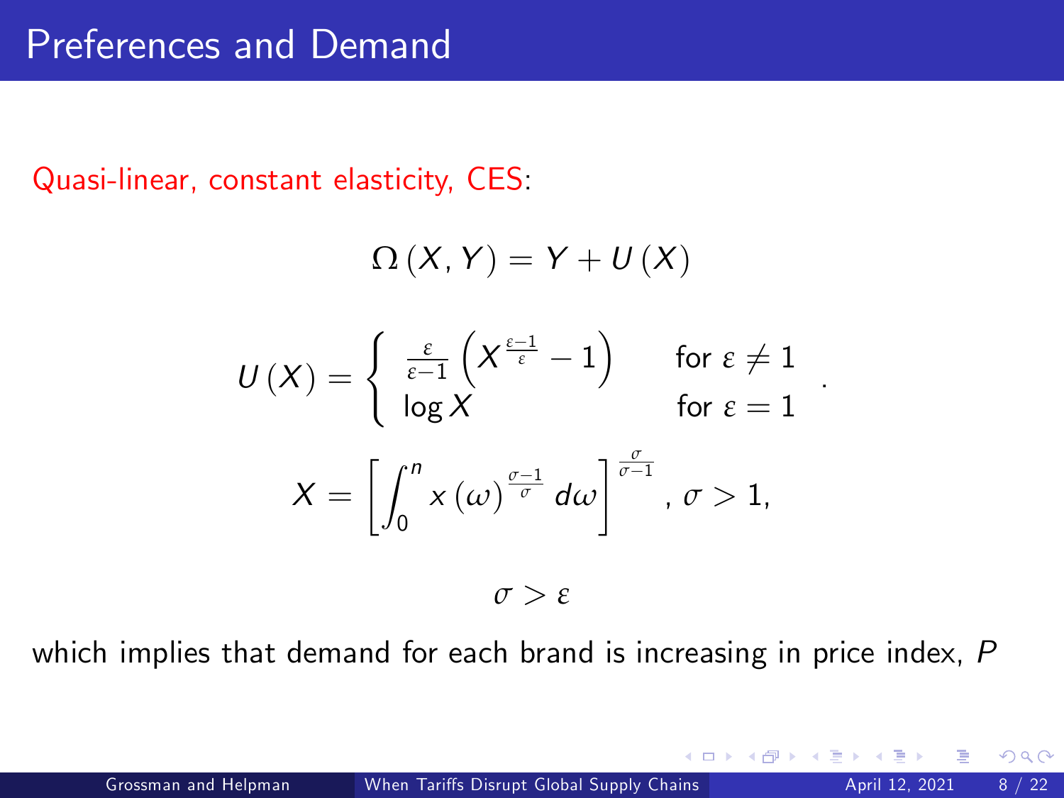# Preferences and Demand

Quasi-linear, constant elasticity, CES:

$$\Omega(X, Y) = Y + U(X)$$

$$U(X) = \begin{cases} \frac{\varepsilon}{\varepsilon - 1}\left(X^{\frac{\varepsilon-1}{\varepsilon}} - 1\right) & \text{for } \varepsilon \neq 1 \\ \log X & \text{for } \varepsilon = 1 \end{cases}.$$

$$X = \left[\int_0^n x(\omega)^{\frac{\sigma-1}{\sigma}} d\omega\right]^{\frac{\sigma}{\sigma-1}}, \ \sigma > 1,$$

$$\sigma > \varepsilon$$

which implies that demand for each brand is increasing in price index, $P$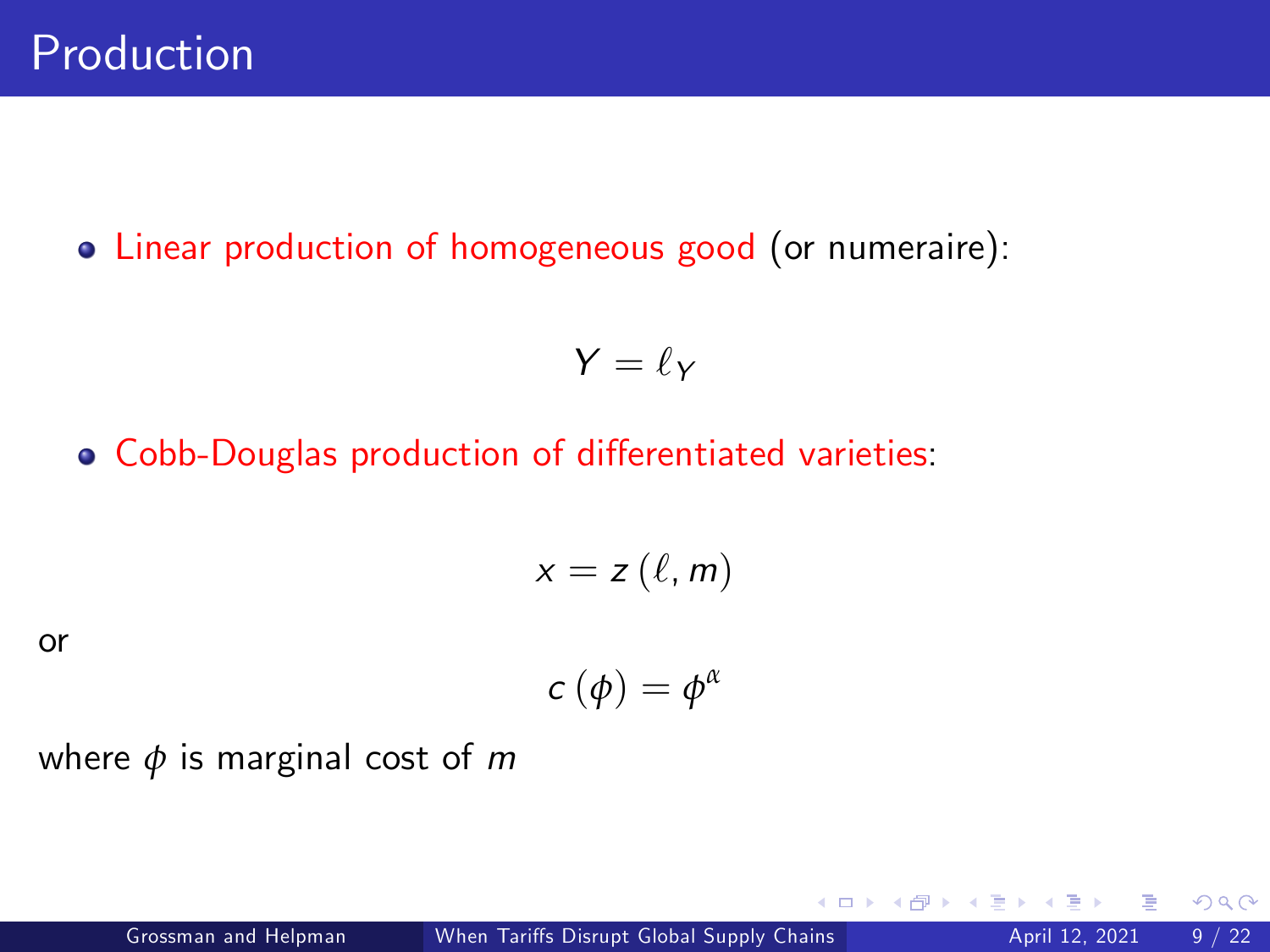# Production

- Linear production of homogeneous good (or numeraire):

$$Y = \ell_Y$$

- Cobb-Douglas production of differentiated varieties:

$$x = z\left(\ell, m\right)$$

or

$$c\left(\phi\right) = \phi^{\alpha}$$

where $\phi$ is marginal cost of $m$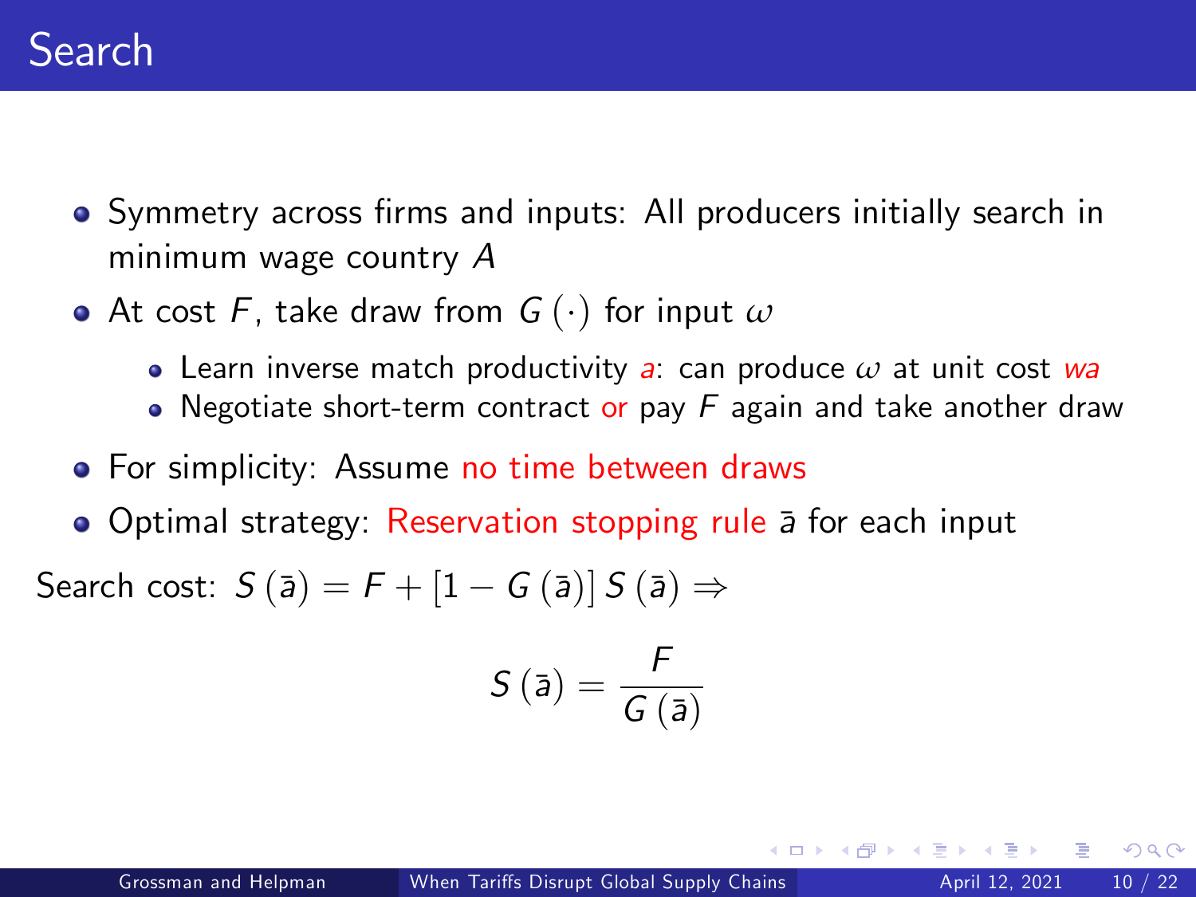# Search

- Symmetry across firms and inputs: All producers initially search in minimum wage country $A$
- At cost $F$, take draw from $G(\cdot)$ for input $\omega$
  - Learn inverse match productivity $a$: can produce $\omega$ at unit cost $wa$
  - Negotiate short-term contract or pay $F$ again and take another draw
- For simplicity: Assume no time between draws
- Optimal strategy: Reservation stopping rule $\bar{a}$ for each input

Search cost: $S(\bar{a}) = F + [1 - G(\bar{a})] S(\bar{a}) \Rightarrow$

$$S(\bar{a}) = \frac{F}{G(\bar{a})}$$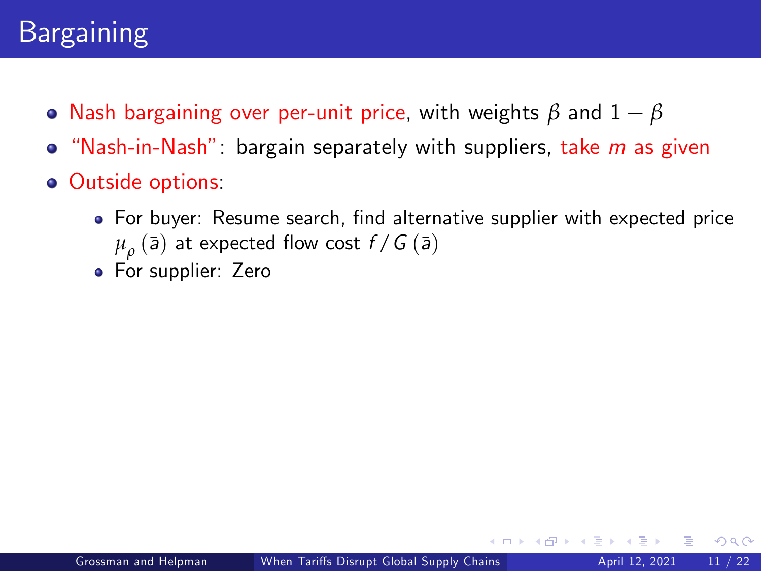# Bargaining

- Nash bargaining over per-unit price, with weights $\beta$ and $1-\beta$
- "Nash-in-Nash": bargain separately with suppliers, take $m$ as given
- Outside options:
  - For buyer: Resume search, find alternative supplier with expected price $\mu_{\rho}(\bar{a})$ at expected flow cost $f/G(\bar{a})$
  - For supplier: Zero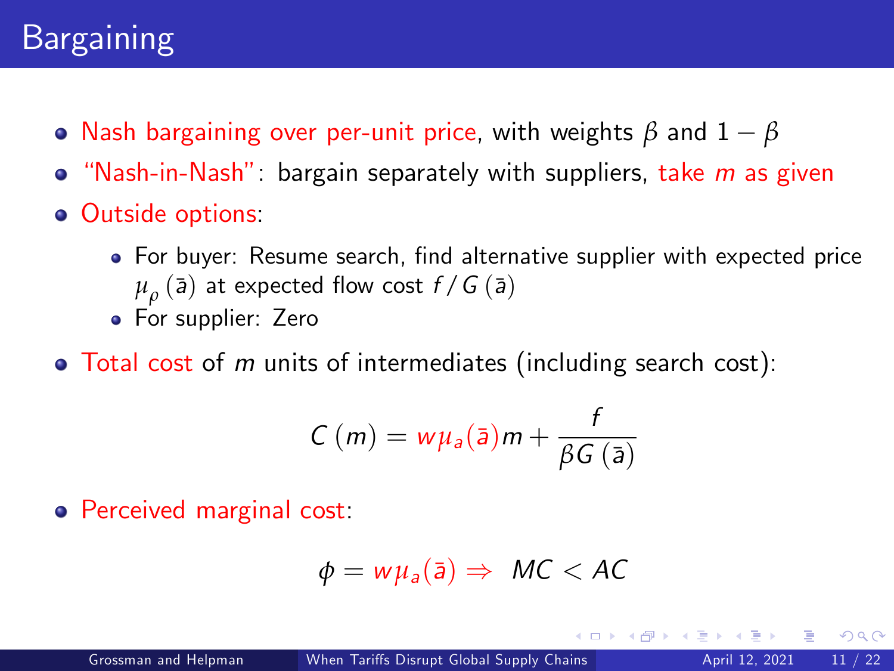# Bargaining

- Nash bargaining over per-unit price, with weights $\beta$ and $1-\beta$
- "Nash-in-Nash": bargain separately with suppliers, take $m$ as given
- Outside options:
  - For buyer: Resume search, find alternative supplier with expected price $\mu_\rho(\bar{a})$ at expected flow cost $f/G(\bar{a})$
  - For supplier: Zero
- Total cost of $m$ units of intermediates (including search cost):

$$C(m) = w\mu_a(\bar{a})m + \frac{f}{\beta G(\bar{a})}$$

- Perceived marginal cost:

$$\phi = w\mu_a(\bar{a}) \Rightarrow \; MC < AC$$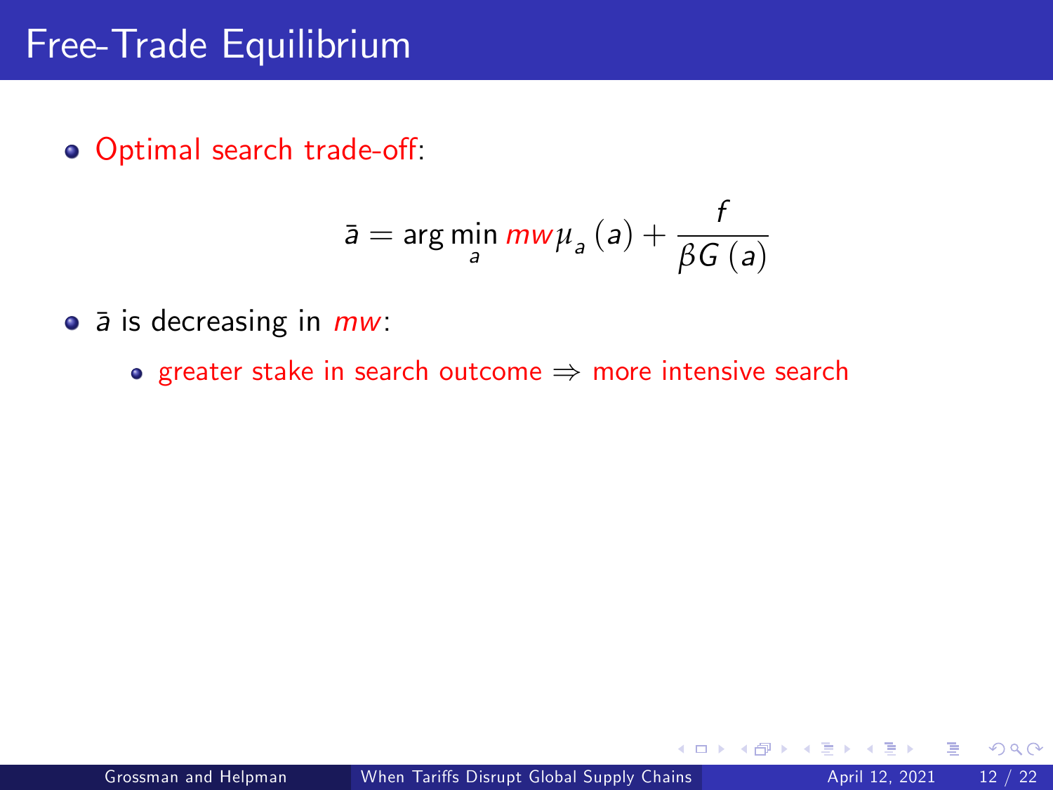# Free-Trade Equilibrium

- Optimal search trade-off:

$$\bar{a} = \arg\min_{a} mw\mu_a(a) + \frac{f}{\beta G(a)}$$

- $\bar{a}$ is decreasing in $mw$:
  - greater stake in search outcome $\Rightarrow$ more intensive search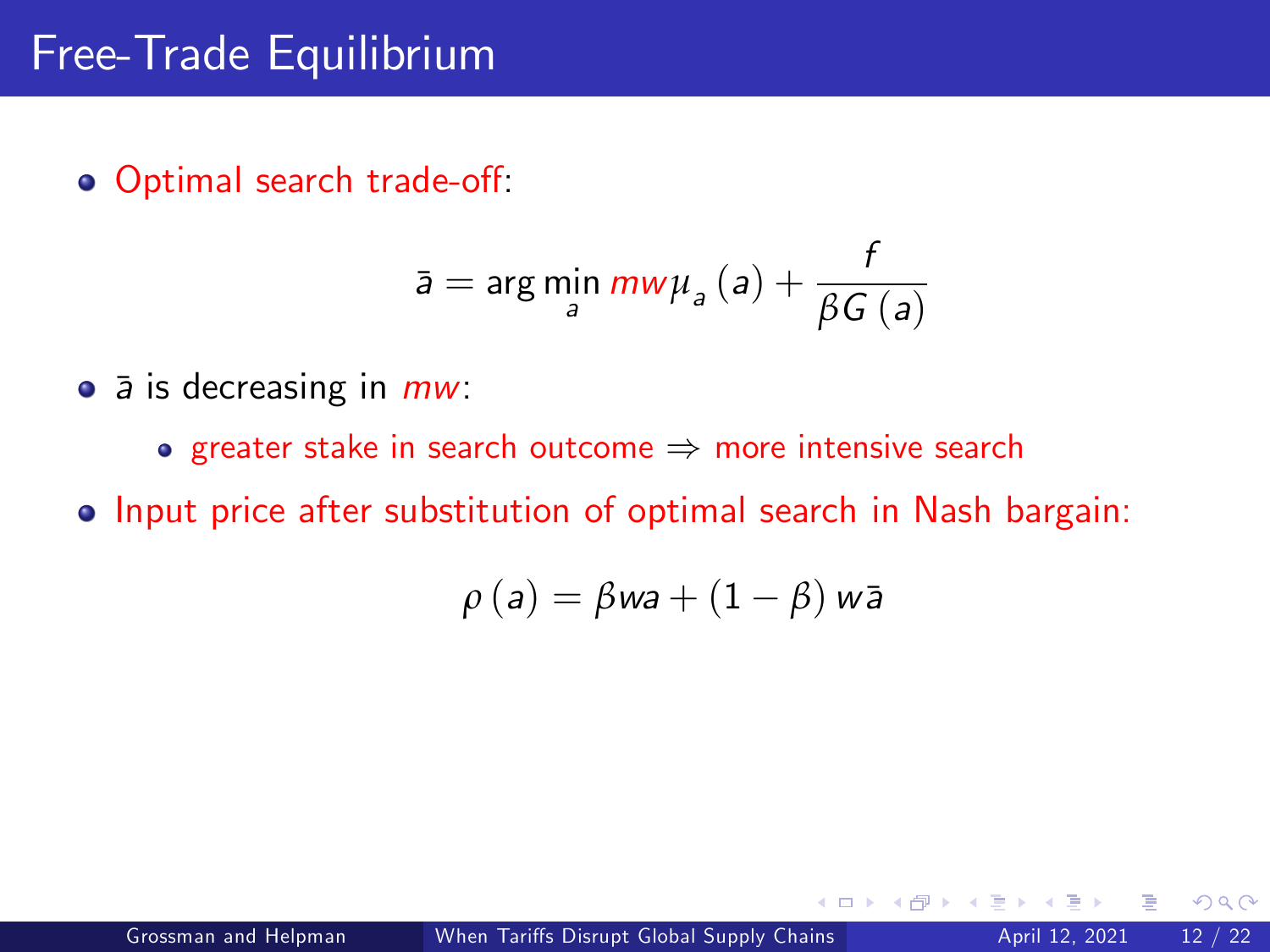# Free-Trade Equilibrium

- Optimal search trade-off:

$$\bar{a} = \arg\min_{a} mw\mu_a(a) + \frac{f}{\beta G(a)}$$

- $\bar{a}$ is decreasing in $mw$:
  - greater stake in search outcome $\Rightarrow$ more intensive search
- Input price after substitution of optimal search in Nash bargain:

$$\rho(a) = \beta wa + (1-\beta) w\bar{a}$$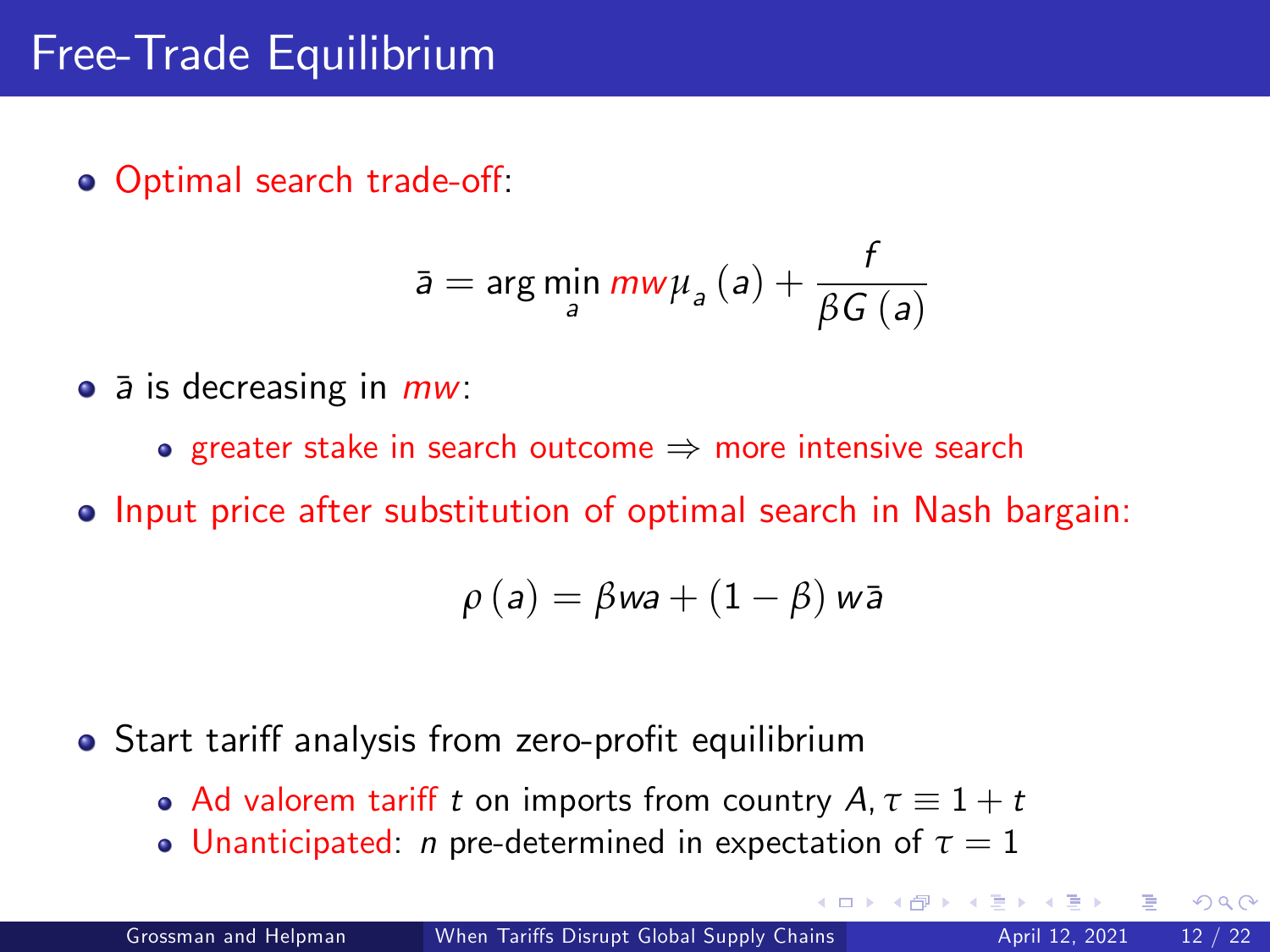# Free-Trade Equilibrium

- Optimal search trade-off:

$$\bar{a} = \arg\min_{a} mw\mu_{a}(a) + \frac{f}{\beta G(a)}$$

- $\bar{a}$ is decreasing in $mw$:
  - greater stake in search outcome $\Rightarrow$ more intensive search
- Input price after substitution of optimal search in Nash bargain:

$$\rho(a) = \beta wa + (1-\beta) w\bar{a}$$

- Start tariff analysis from zero-profit equilibrium
  - Ad valorem tariff $t$ on imports from country $A$, $\tau \equiv 1 + t$
  - Unanticipated: $n$ pre-determined in expectation of $\tau = 1$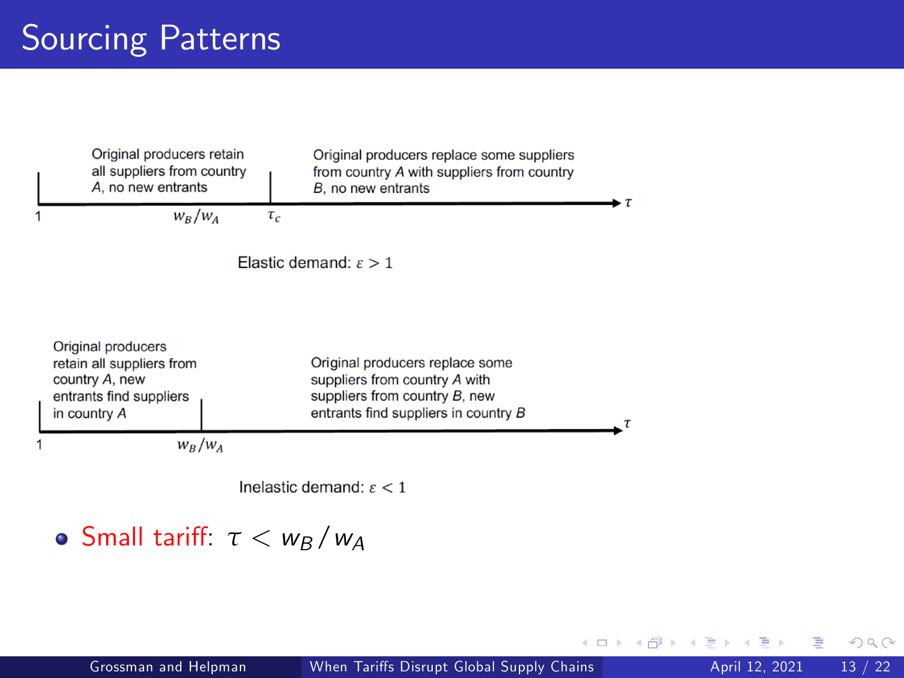# Sourcing Patterns

Original producers retain all suppliers from country *A*, no new entrants

Original producers replace some suppliers from country *A* with suppliers from country *B*, no new entrants

$1 \quad w_B/w_A \quad \tau_c \quad \tau$

Elastic demand: $\varepsilon > 1$

Original producers retain all suppliers from country *A*, new entrants find suppliers in country *A*

Original producers replace some suppliers from country *A* with suppliers from country *B*, new entrants find suppliers in country *B*

$1 \quad w_B/w_A \quad \tau$

Inelastic demand: $\varepsilon < 1$

- Small tariff: $\tau < w_B / w_A$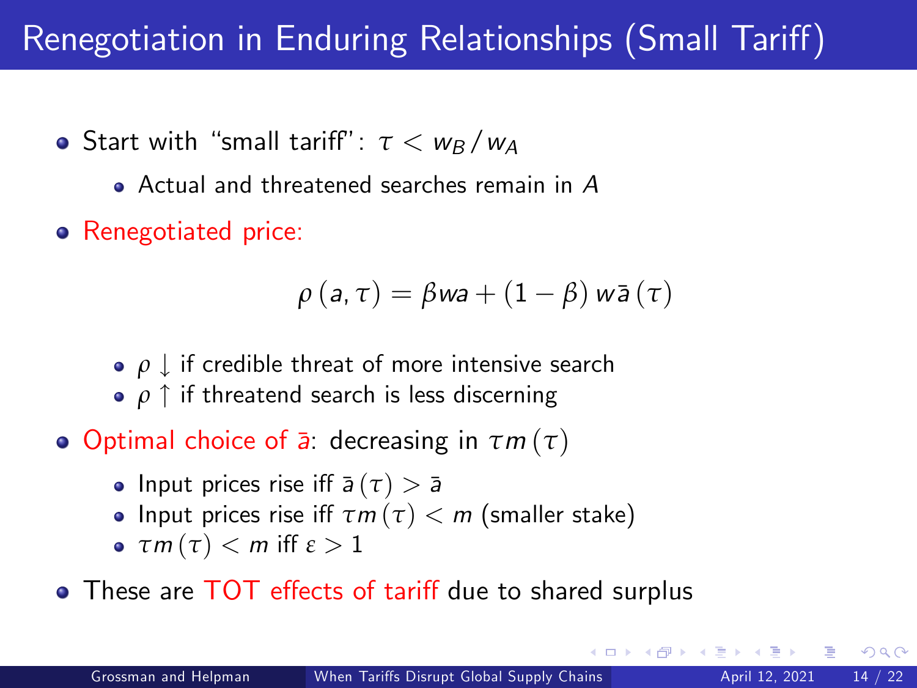# Renegotiation in Enduring Relationships (Small Tariff)

- Start with "small tariff": $\tau < w_B / w_A$
  - Actual and threatened searches remain in $A$
- Renegotiated price:

$$\rho(a, \tau) = \beta w a + (1 - \beta) w \bar{a}(\tau)$$

  - $\rho \downarrow$ if credible threat of more intensive search
  - $\rho \uparrow$ if threatend search is less discerning
- Optimal choice of $\bar{a}$: decreasing in $\tau m(\tau)$
  - Input prices rise iff $\bar{a}(\tau) > \bar{a}$
  - Input prices rise iff $\tau m(\tau) < m$ (smaller stake)
  - $\tau m(\tau) < m$ iff $\varepsilon > 1$
- These are TOT effects of tariff due to shared surplus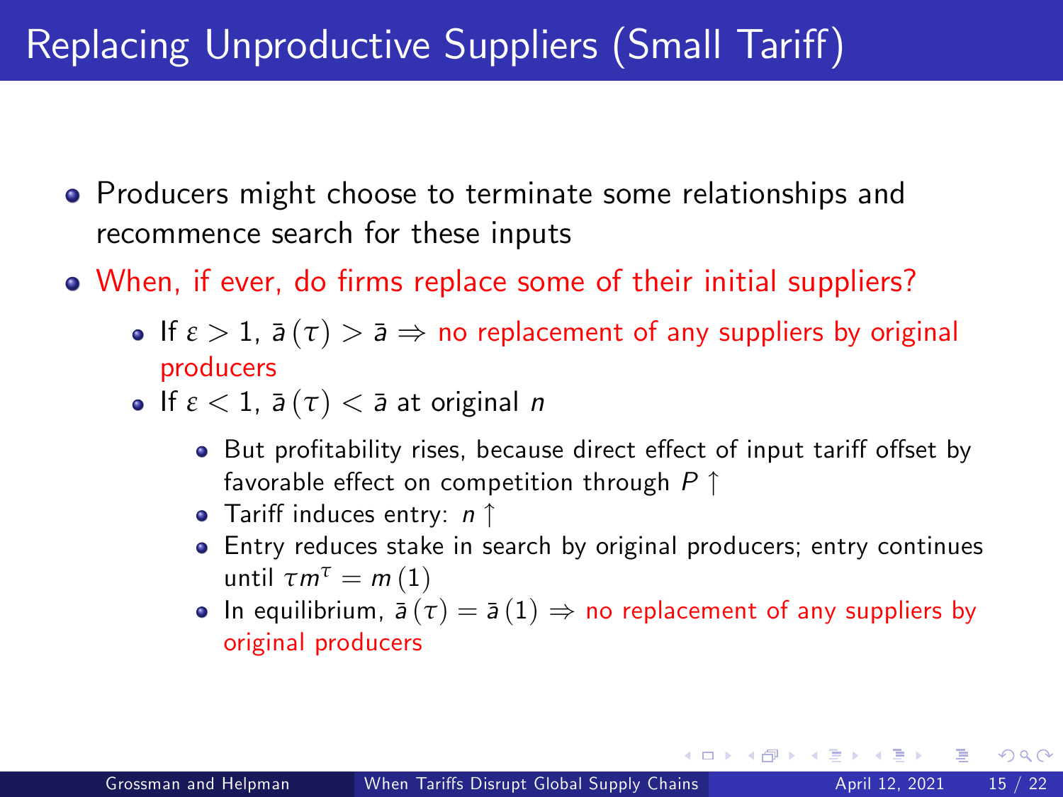# Replacing Unproductive Suppliers (Small Tariff)

- Producers might choose to terminate some relationships and recommence search for these inputs
- When, if ever, do firms replace some of their initial suppliers?
  - If $\varepsilon > 1$, $\bar{a}(\tau) > \bar{a} \Rightarrow$ no replacement of any suppliers by original producers
  - If $\varepsilon < 1$, $\bar{a}(\tau) < \bar{a}$ at original $n$
    - But profitability rises, because direct effect of input tariff offset by favorable effect on competition through $P \uparrow$
    - Tariff induces entry: $n \uparrow$
    - Entry reduces stake in search by original producers; entry continues until $\tau m^{\tau} = m(1)$
    - In equilibrium, $\bar{a}(\tau) = \bar{a}(1) \Rightarrow$ no replacement of any suppliers by original producers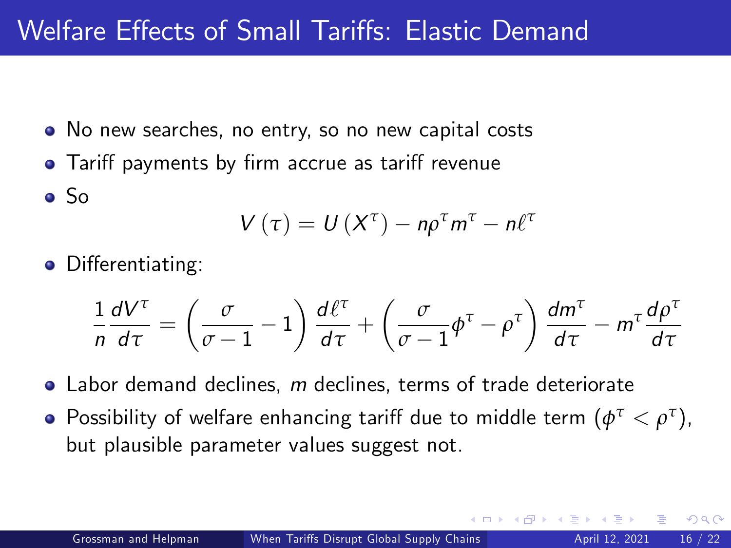# Welfare Effects of Small Tariffs: Elastic Demand

- No new searches, no entry, so no new capital costs
- Tariff payments by firm accrue as tariff revenue
- So

$$V(\tau) = U(X^{\tau}) - n\rho^{\tau}m^{\tau} - n\ell^{\tau}$$

- Differentiating:

$$\frac{1}{n}\frac{dV^{\tau}}{d\tau} = \left(\frac{\sigma}{\sigma-1} - 1\right)\frac{d\ell^{\tau}}{d\tau} + \left(\frac{\sigma}{\sigma-1}\phi^{\tau} - \rho^{\tau}\right)\frac{dm^{\tau}}{d\tau} - m^{\tau}\frac{d\rho^{\tau}}{d\tau}$$

- Labor demand declines, $m$ declines, terms of trade deteriorate
- Possibility of welfare enhancing tariff due to middle term ($\phi^{\tau} < \rho^{\tau}$), but plausible parameter values suggest not.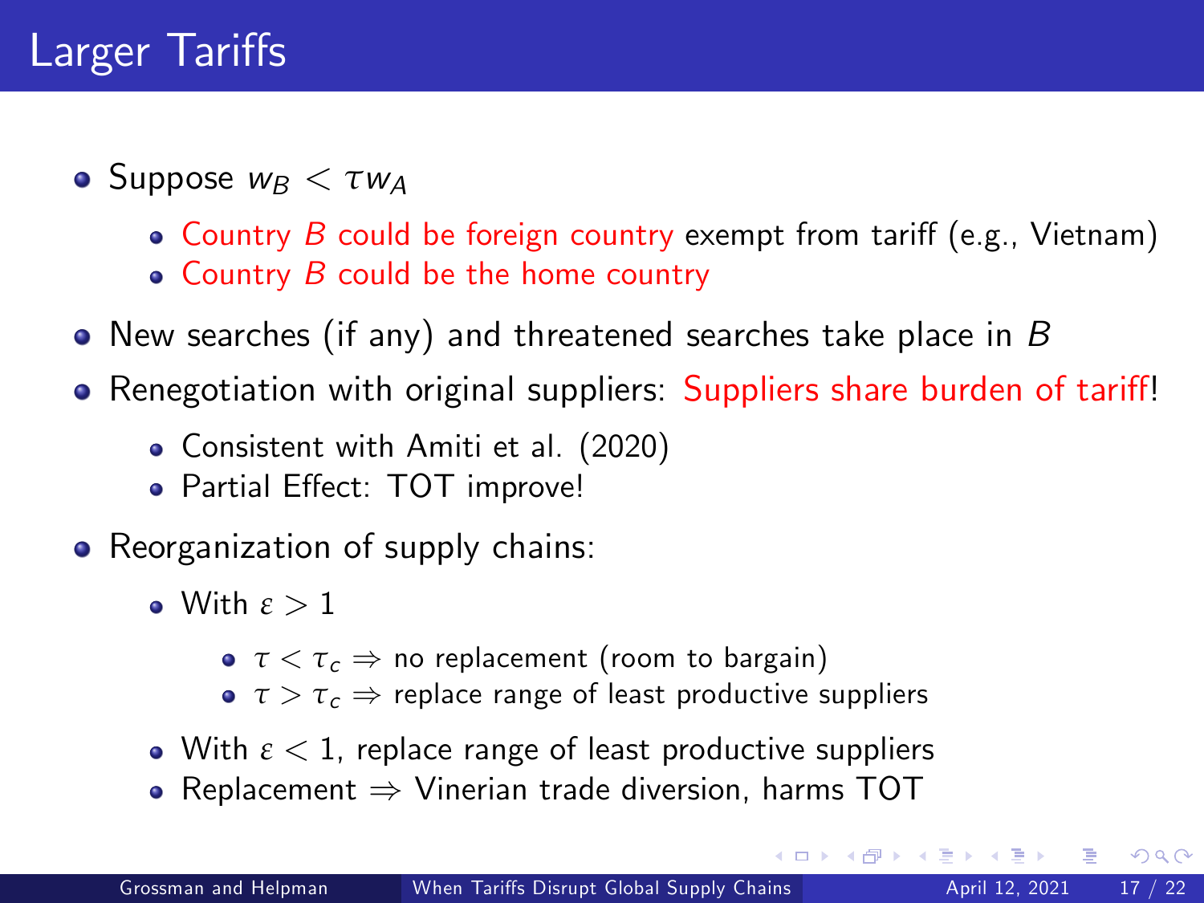# Larger Tariffs

- Suppose $w_B < \tau w_A$
  - Country $B$ could be foreign country exempt from tariff (e.g., Vietnam)
  - Country $B$ could be the home country
- New searches (if any) and threatened searches take place in $B$
- Renegotiation with original suppliers: Suppliers share burden of tariff!
  - Consistent with Amiti et al. (2020)
  - Partial Effect: TOT improve!
- Reorganization of supply chains:
  - With $\varepsilon > 1$
    - $\tau < \tau_c \Rightarrow$ no replacement (room to bargain)
    - $\tau > \tau_c \Rightarrow$ replace range of least productive suppliers
  - With $\varepsilon < 1$, replace range of least productive suppliers
  - Replacement $\Rightarrow$ Vinerian trade diversion, harms TOT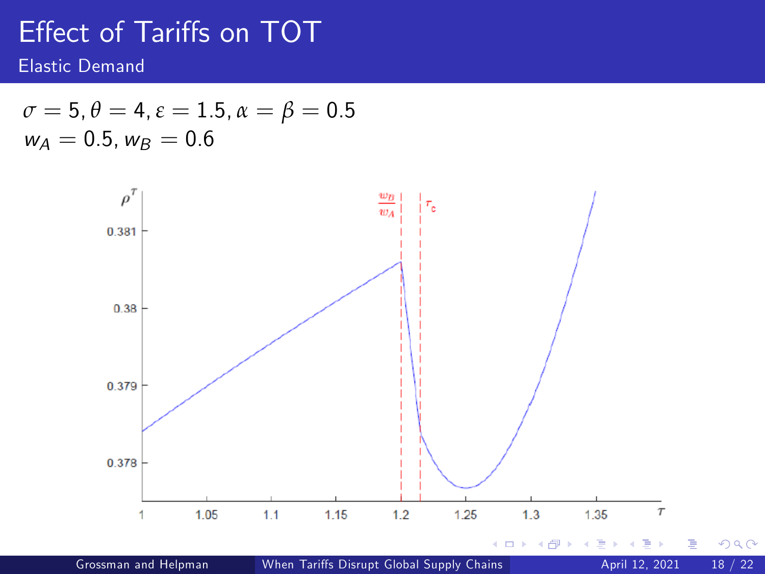# Effect of Tariffs on TOT

## Elastic Demand

$\sigma = 5, \theta = 4, \varepsilon = 1.5, \alpha = \beta = 0.5$
$w_A = 0.5, w_B = 0.6$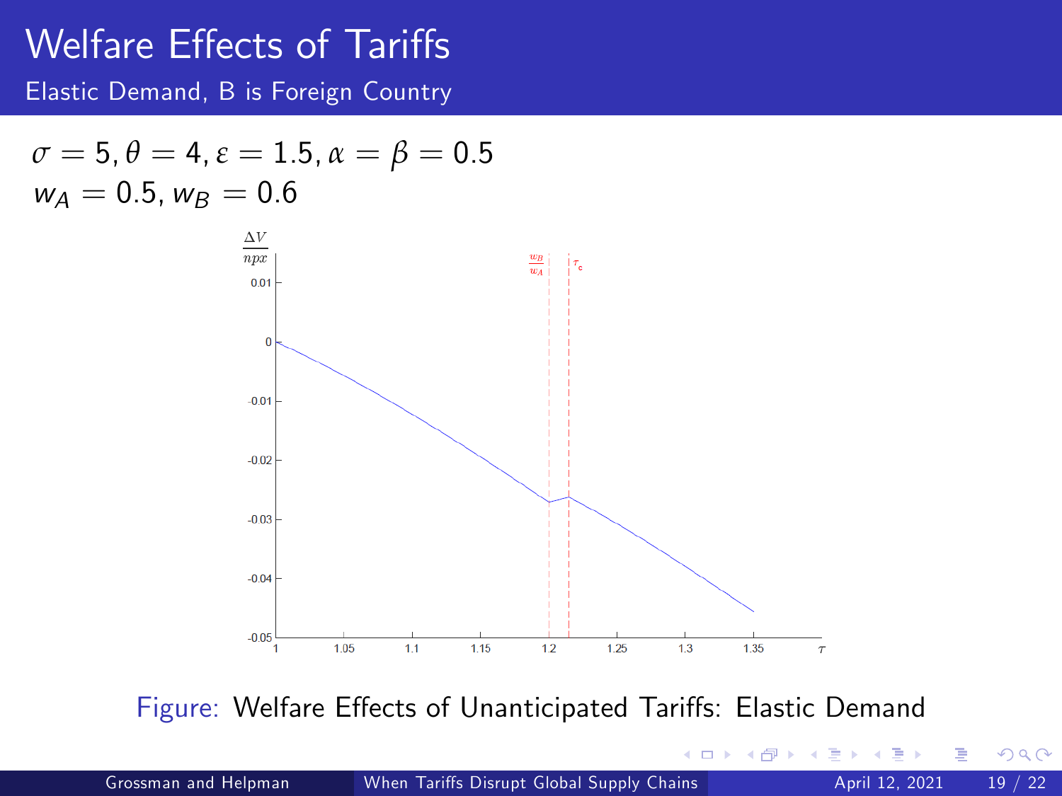# Welfare Effects of Tariffs

## Elastic Demand, B is Foreign Country

$\sigma = 5, \theta = 4, \varepsilon = 1.5, \alpha = \beta = 0.5$

$w_A = 0.5, w_B = 0.6$

Figure: Welfare Effects of Unanticipated Tariffs: Elastic Demand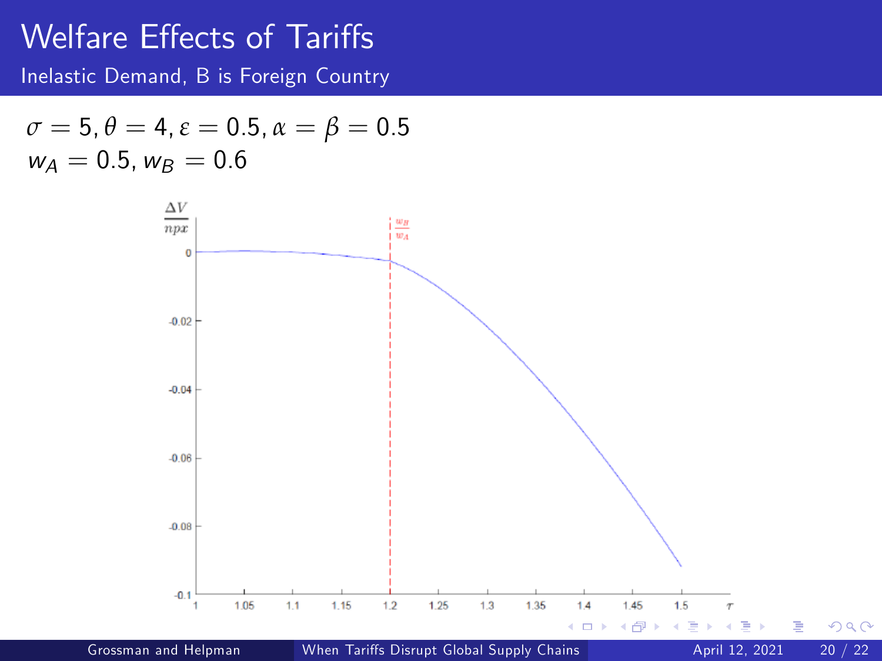# Welfare Effects of Tariffs

## Inelastic Demand, B is Foreign Country

$\sigma = 5, \theta = 4, \varepsilon = 0.5, \alpha = \beta = 0.5$

$w_A = 0.5, w_B = 0.6$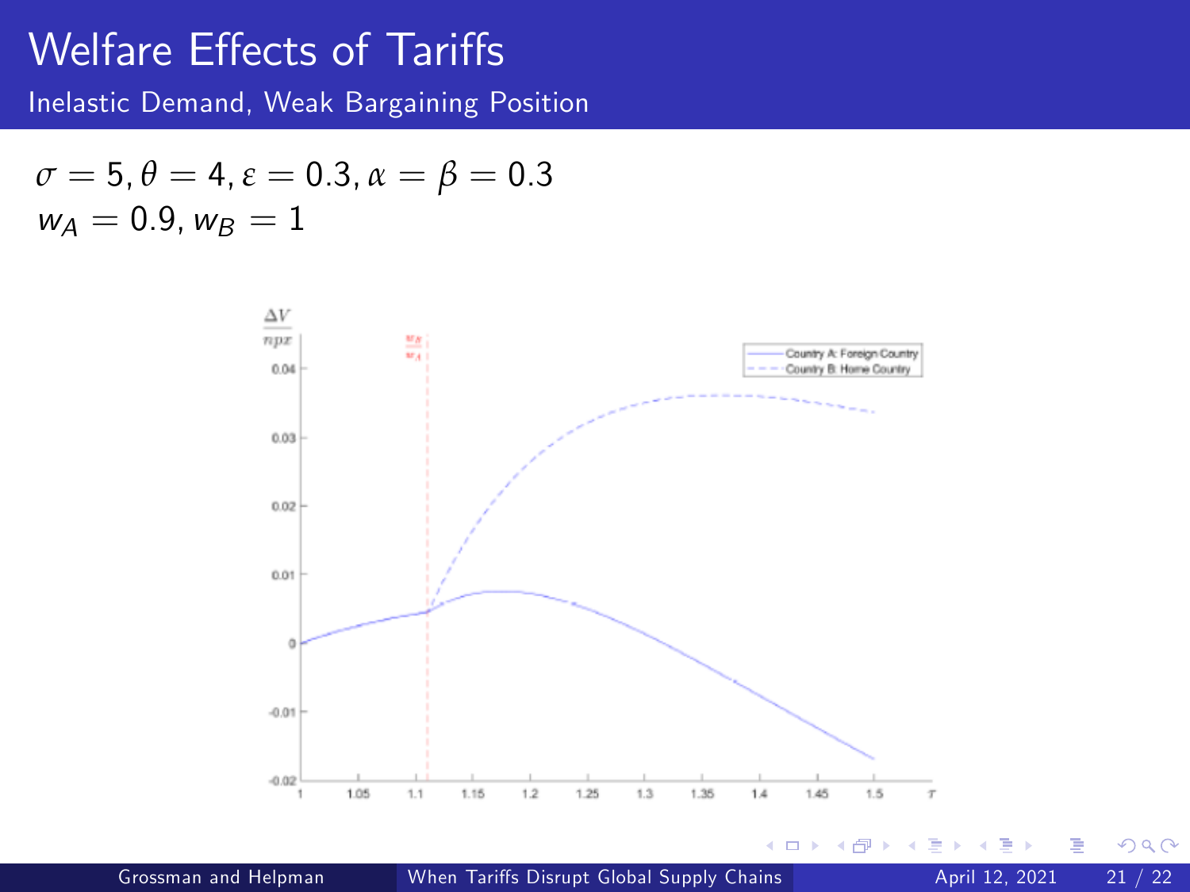# Welfare Effects of Tariffs

## Inelastic Demand, Weak Bargaining Position

$\sigma = 5, \theta = 4, \varepsilon = 0.3, \alpha = \beta = 0.3$

$w_A = 0.9, w_B = 1$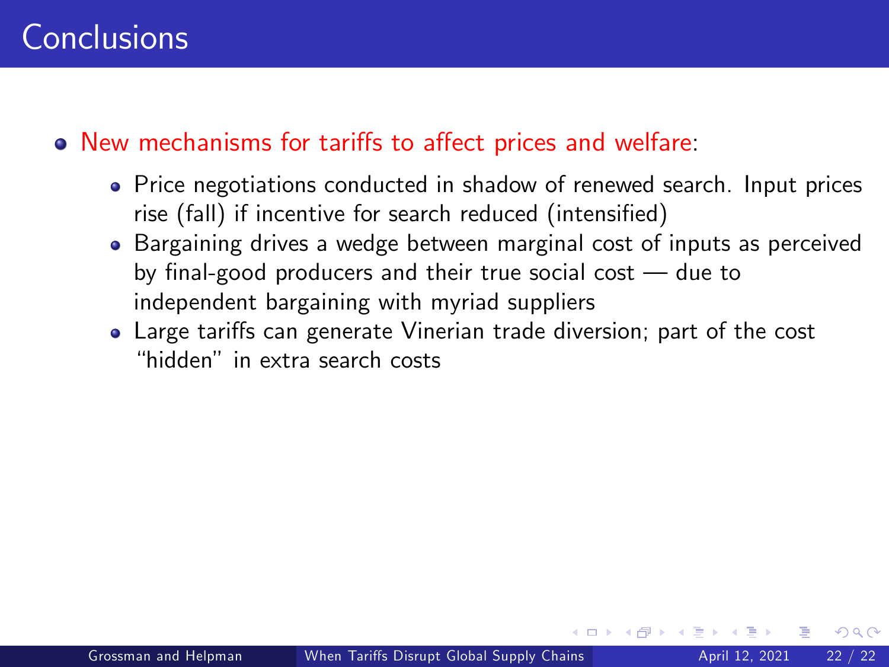# Conclusions

- New mechanisms for tariffs to affect prices and welfare:
  - Price negotiations conducted in shadow of renewed search. Input prices rise (fall) if incentive for search reduced (intensified)
  - Bargaining drives a wedge between marginal cost of inputs as perceived by final-good producers and their true social cost — due to independent bargaining with myriad suppliers
  - Large tariffs can generate Vinerian trade diversion; part of the cost "hidden" in extra search costs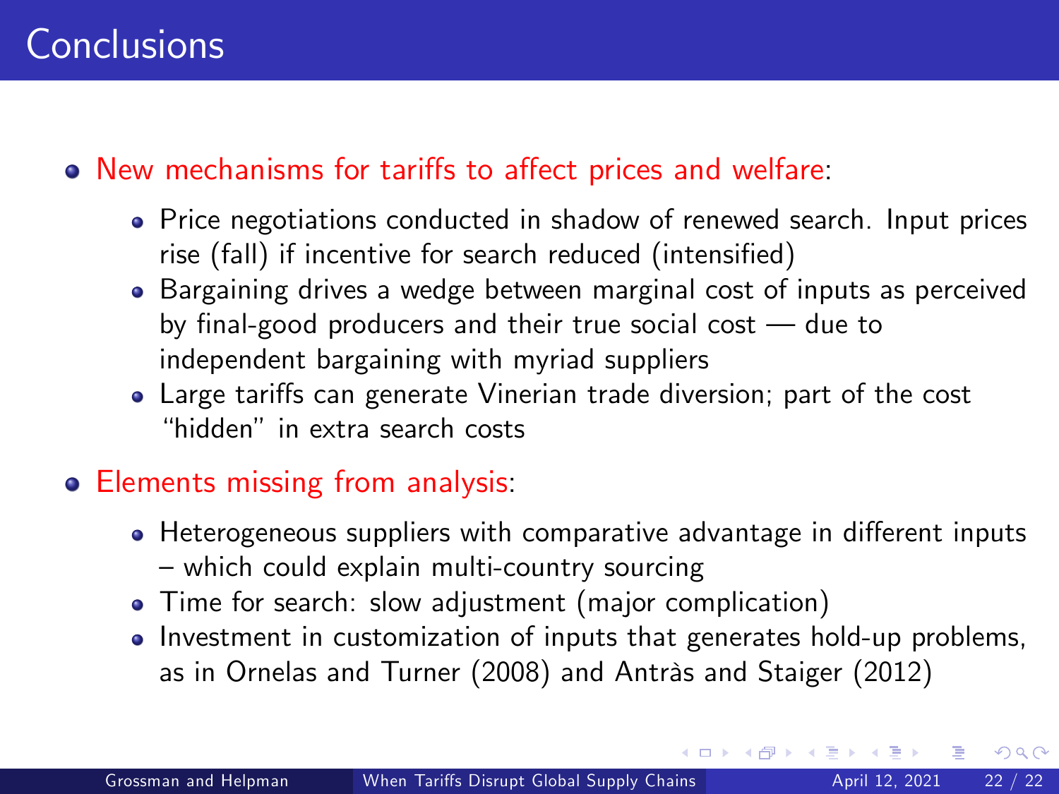# Conclusions

- New mechanisms for tariffs to affect prices and welfare:
  - Price negotiations conducted in shadow of renewed search. Input prices rise (fall) if incentive for search reduced (intensified)
  - Bargaining drives a wedge between marginal cost of inputs as perceived by final-good producers and their true social cost — due to independent bargaining with myriad suppliers
  - Large tariffs can generate Vinerian trade diversion; part of the cost "hidden" in extra search costs
- Elements missing from analysis:
  - Heterogeneous suppliers with comparative advantage in different inputs – which could explain multi-country sourcing
  - Time for search: slow adjustment (major complication)
  - Investment in customization of inputs that generates hold-up problems, as in Ornelas and Turner (2008) and Antràs and Staiger (2012)